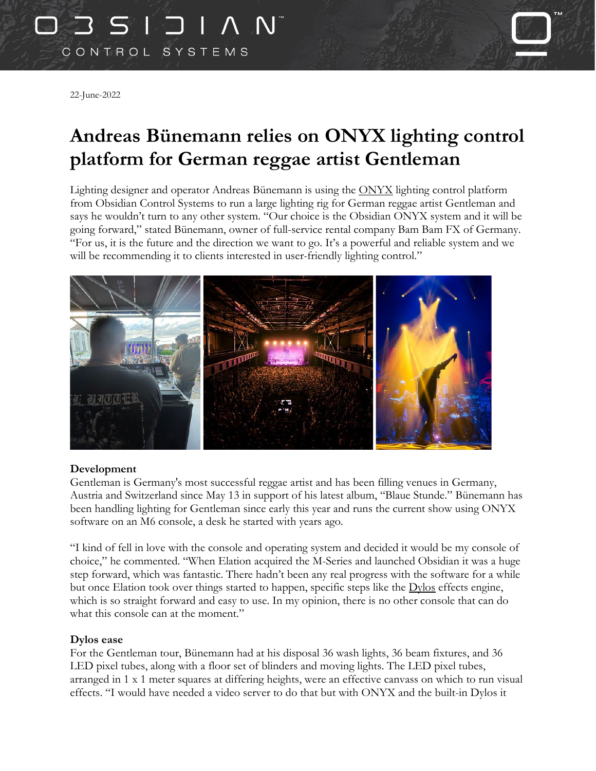22-June-2022

# Andreas Bünemann relies on ONYX lighting control platform for German reggae artist Gentleman

Lighting designer and operator Andreas Bünemann is using the ONYX lighting control platform from Obsidian Control Systems to run a large lighting rig for German reggae artist Gentleman and says he wouldn't turn to any other system. "Our choice is the Obsidian ONYX system and it will be going forward," stated Bünemann, owner of full-service rental company Bam Bam FX of Germany. "For us, it is the future and the direction we want to go. It's a powerful and reliable system and we will be recommending it to clients interested in user-friendly lighting control."

**Development**

Gentleman is Germany's most successful reggae artist and has been filling venues in Germany, Austria and Switzerland since May 13 in support of his latest album, "Blaue Stunde." Bünemann has been handling lighting for Gentleman since early this year and runs the current show using ONYX software on an M6 console, a desk he started with years ago.

"I kind of fell in love with the console and operating system and decided it would be my console of choice," he commented. "When Elation acquired the M-Series and launched Obsidian it was a huge step forward, which was fantastic. There hadn't been any real progress with the software for a while but once Elation took over things started to happen, specific steps like the Dylos effects engine, which is so straight forward and easy to use. In my opinion, there is no other console that can do what this console can at the moment."

**Dylos ease**

For the Gentleman tour, Bünemann had at his disposal 36 wash lights, 36 beam fixtures, and 36 LED pixel tubes, along with a floor set of blinders and moving lights. The LED pixel tubes, arranged in 1 x 1 meter squares at differing heights, were an effective canvass on which to run visual effects. "I would have needed a video server to do that but with ONYX and the built-in Dylos it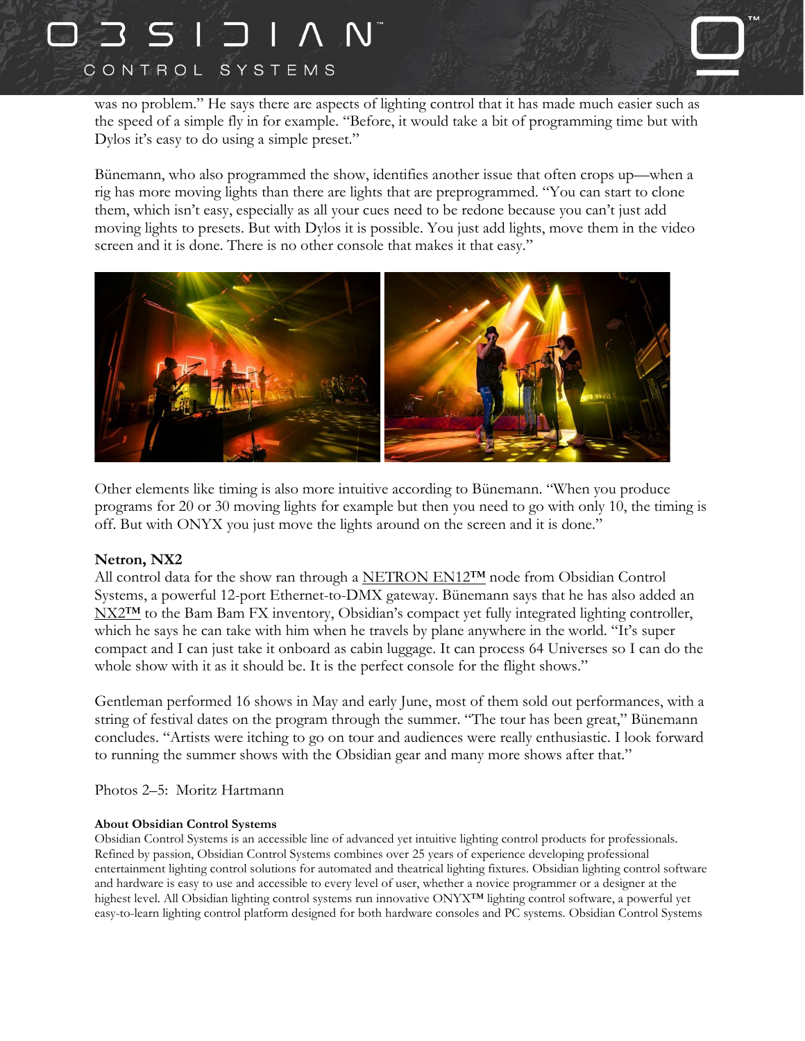was no problem." He says there are aspects of lighting control that it has made much easier such as the speed of a simple fly in for example. "Before, it would take a bit of programming time but with Dylos it's easy to do using a simple preset."

Bünemann, who also programmed the show, identifies another issue that often crops up—when a rig has more moving lights than there are lights that are preprogrammed. "You can start to clone them, which isn't easy, especially as all your cues need to be redone because you can't just add moving lights to presets. But with Dylos it is possible. You just add lights, move them in the video screen and it is done. There is no other console that makes it that easy."

Other elements like timing is also more intuitive according to Bünemann. "When you produce programs for 20 or 30 moving lights for example but then you need to go with only 10, the timing is off. But with ONYX you just move the lights around on the screen and it is done."

**Netron, NX2**

All control data for the show ran through a NETRON EN12™ node from Obsidian Control Systems, a powerful 12-port Ethernet-to-DMX gateway. Bünemann says that he has also added an NX2™ to the Bam Bam FX inventory, Obsidian's compact yet fully integrated lighting controller, which he says he can take with him when he travels by plane anywhere in the world. "It's super compact and I can just take it onboard as cabin luggage. It can process 64 Universes so I can do the whole show with it as it should be. It is the perfect console for the flight shows."

Gentleman performed 16 shows in May and early June, most of them sold out performances, with a string of festival dates on the program through the summer. "The tour has been great," Bünemann concludes. "Artists were itching to go on tour and audiences were really enthusiastic. I look forward to running the summer shows with the Obsidian gear and many more shows after that."

Photos 2–5: Moritz Hartmann

**About Obsidian Control Systems**

Obsidian Control Systems is an accessible line of advanced yet intuitive lighting control products for professionals. Refined by passion, Obsidian Control Systems combines over 25 years of experience developing professional entertainment lighting control solutions for automated and theatrical lighting fixtures. Obsidian lighting control software and hardware is easy to use and accessible to every level of user, whether a novice programmer or a designer at the highest level. All Obsidian lighting control systems run innovative ONYX™ lighting control software, a powerful yet easy-to-learn lighting control platform designed for both hardware consoles and PC systems. Obsidian Control Systems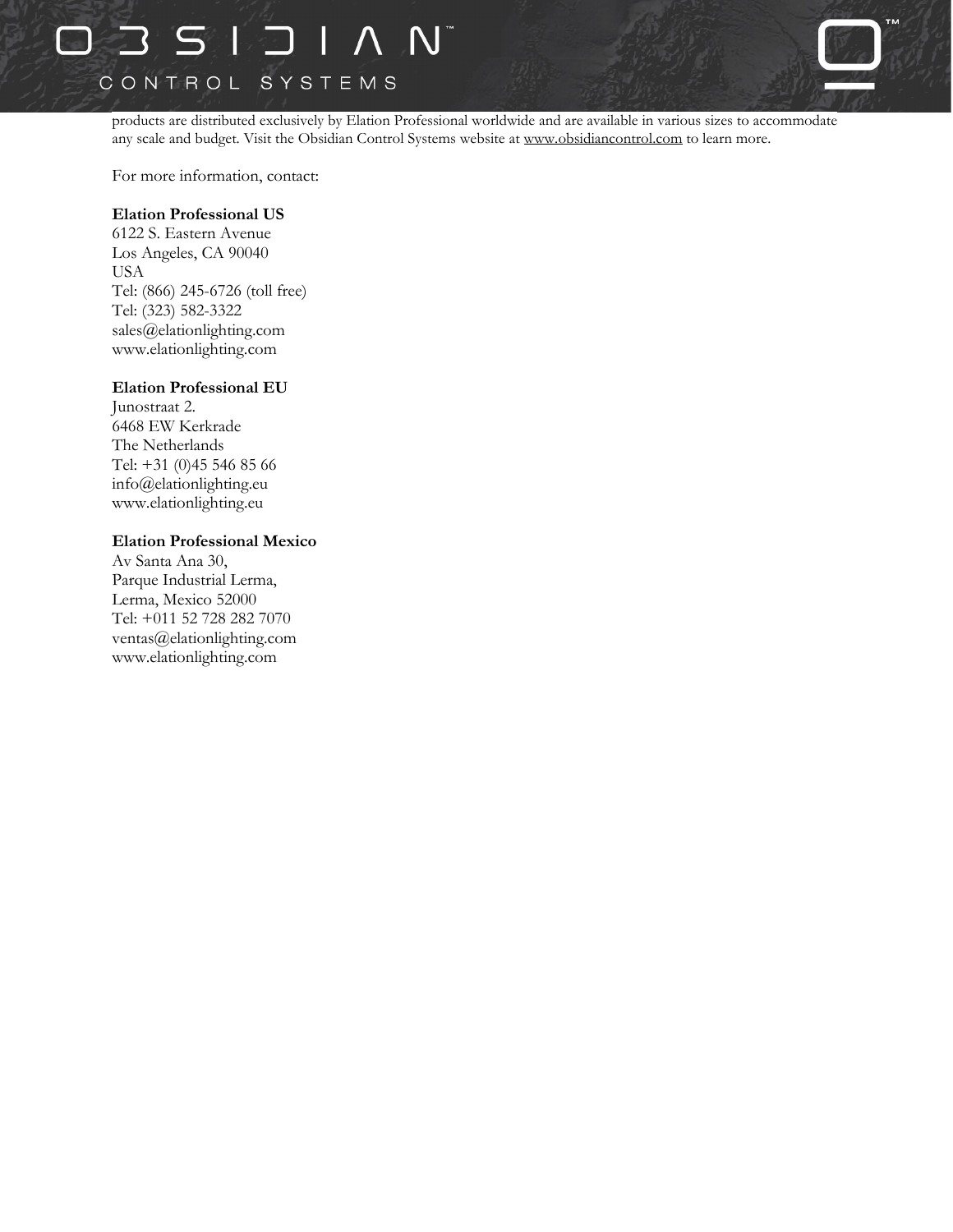products are distributed exclusively by Elation Professional worldwide and are available in various sizes to accommodate any scale and budget. Visit the Obsidian Control Systems website at www.obsidiancontrol.com to learn more.

For more information, contact:

**Elation Professional US**
6122 S. Eastern Avenue
Los Angeles, CA 90040
USA
Tel: (866) 245-6726 (toll free)
Tel: (323) 582-3322
sales@elationlighting.com
www.elationlighting.com

**Elation Professional EU**
Junostraat 2.
6468 EW Kerkrade
The Netherlands
Tel: +31 (0)45 546 85 66
info@elationlighting.eu
www.elationlighting.eu

**Elation Professional Mexico**
Av Santa Ana 30,
Parque Industrial Lerma,
Lerma, Mexico 52000
Tel: +011 52 728 282 7070
ventas@elationlighting.com
www.elationlighting.com